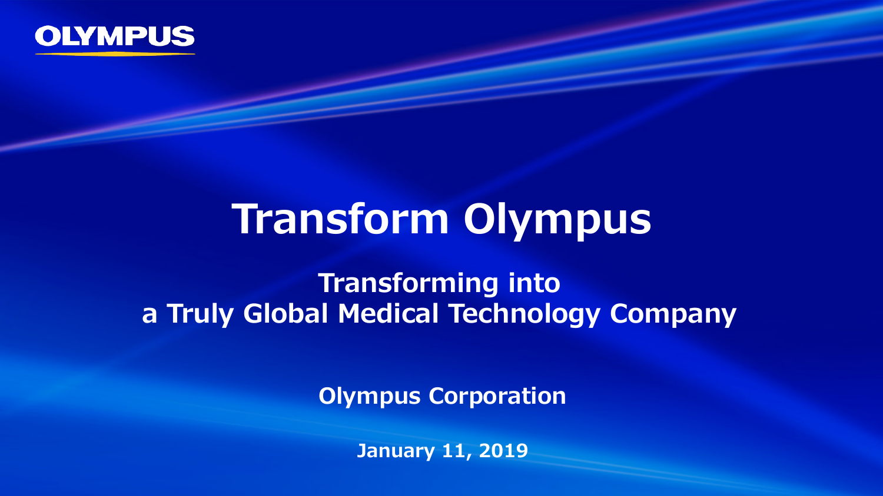OLYMPUS

# Transform Olympus

## Transforming into a Truly Global Medical Technology Company

**Olympus Corporation**

**January 11, 2019**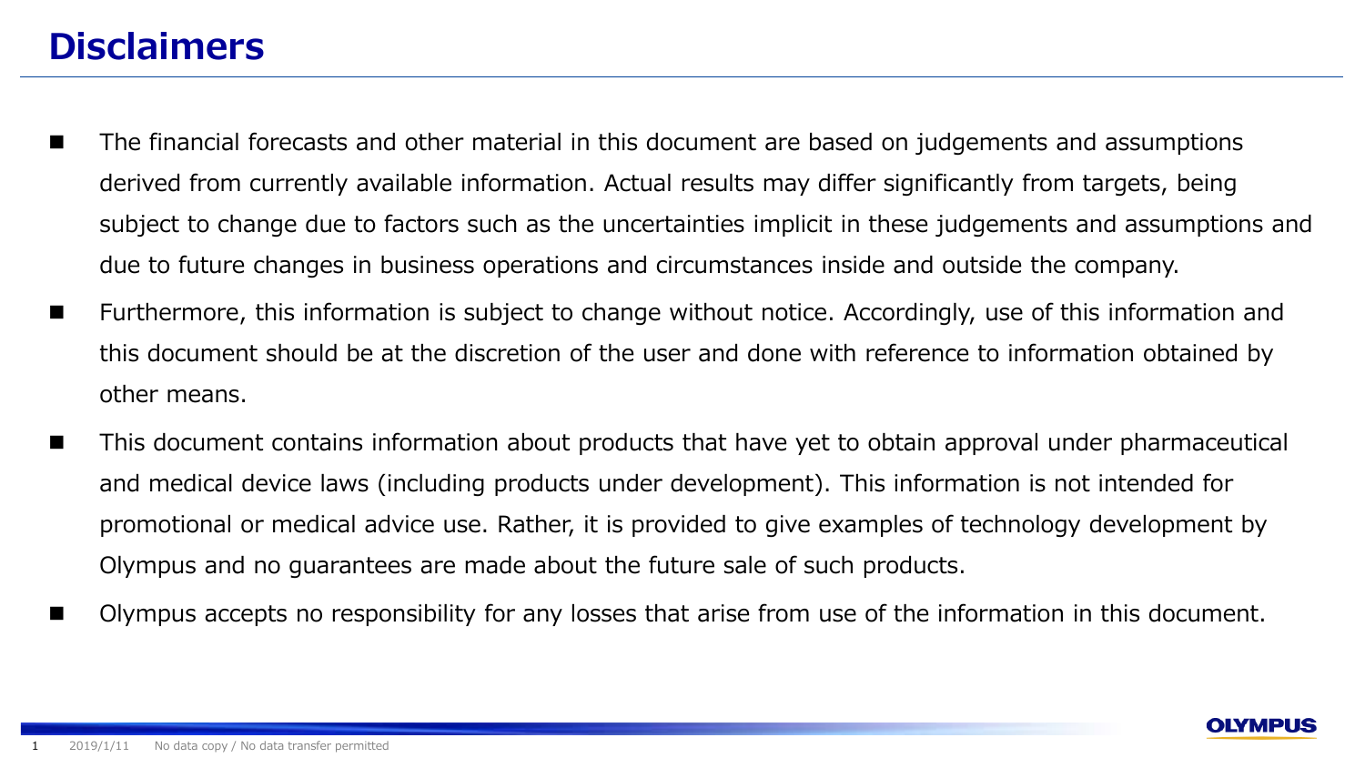# Disclaimers

- The financial forecasts and other material in this document are based on judgements and assumptions derived from currently available information. Actual results may differ significantly from targets, being subject to change due to factors such as the uncertainties implicit in these judgements and assumptions and due to future changes in business operations and circumstances inside and outside the company.
- Furthermore, this information is subject to change without notice. Accordingly, use of this information and this document should be at the discretion of the user and done with reference to information obtained by other means.
- This document contains information about products that have yet to obtain approval under pharmaceutical and medical device laws (including products under development). This information is not intended for promotional or medical advice use. Rather, it is provided to give examples of technology development by Olympus and no guarantees are made about the future sale of such products.
- Olympus accepts no responsibility for any losses that arise from use of the information in this document.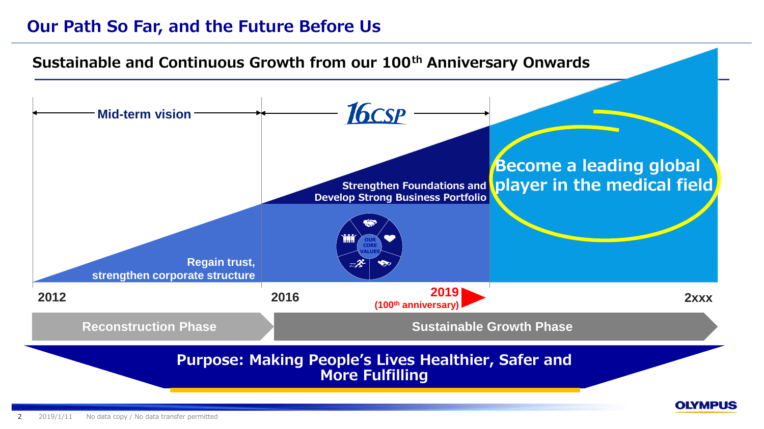# Our Path So Far, and the Future Before Us

## Sustainable and Continuous Growth from our 100th Anniversary Onwards

Mid-term vision

16CSP

Regain trust, strengthen corporate structure

Strengthen Foundations and Develop Strong Business Portfolio

OUR CORE VALUES

**Become a leading global player in the medical field**

2012

2016

2019 (100th anniversary)

2xxx

Reconstruction Phase

Sustainable Growth Phase

**Purpose: Making People's Lives Healthier, Safer and More Fulfilling**

2019/1/11 No data copy / No data transfer permitted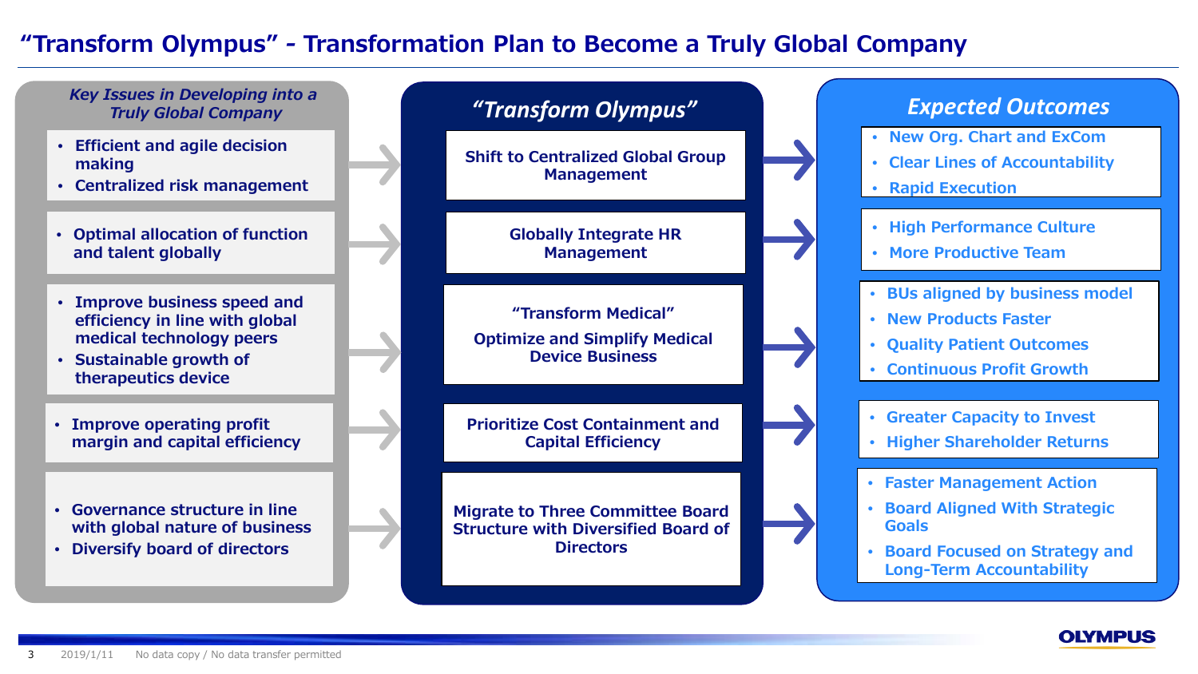# "Transform Olympus" - Transformation Plan to Become a Truly Global Company

| *Key Issues in Developing into a Truly Global Company* | *"Transform Olympus"* | *Expected Outcomes* |
|---|---|---|
| • Efficient and agile decision making<br>• Centralized risk management | Shift to Centralized Global Group Management | • New Org. Chart and ExCom<br>• Clear Lines of Accountability<br>• Rapid Execution |
| • Optimal allocation of function and talent globally | Globally Integrate HR Management | • High Performance Culture<br>• More Productive Team |
| • Improve business speed and efficiency in line with global medical technology peers<br>• Sustainable growth of therapeutics device | "Transform Medical"<br>Optimize and Simplify Medical Device Business | • BUs aligned by business model<br>• New Products Faster<br>• Quality Patient Outcomes<br>• Continuous Profit Growth |
| • Improve operating profit margin and capital efficiency | Prioritize Cost Containment and Capital Efficiency | • Greater Capacity to Invest<br>• Higher Shareholder Returns |
| • Governance structure in line with global nature of business<br>• Diversify board of directors | Migrate to Three Committee Board Structure with Diversified Board of Directors | • Faster Management Action<br>• Board Aligned With Strategic Goals<br>• Board Focused on Strategy and Long-Term Accountability |

2019/1/11 No data copy / No data transfer permitted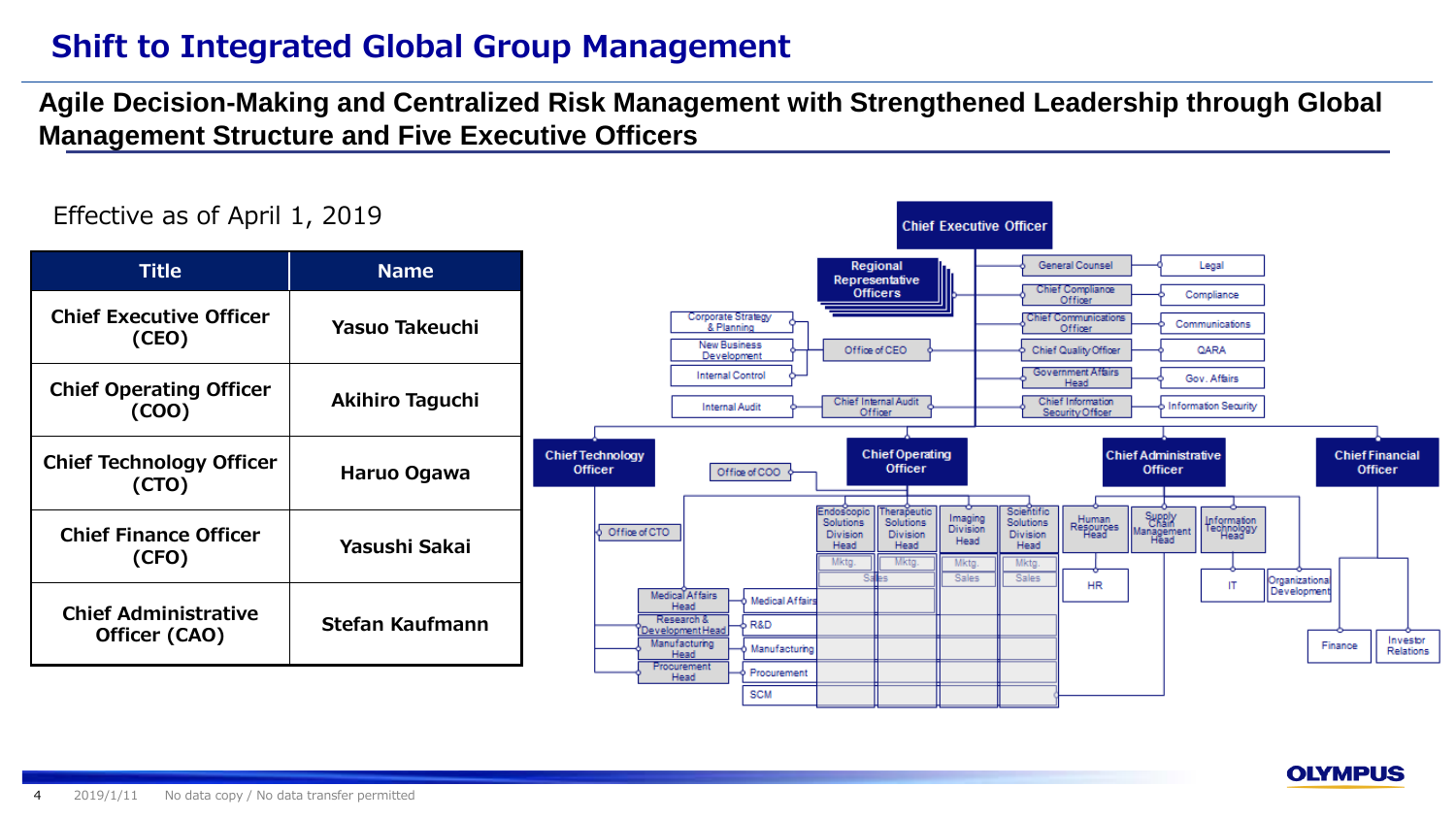# Shift to Integrated Global Group Management

## Agile Decision-Making and Centralized Risk Management with Strengthened Leadership through Global Management Structure and Five Executive Officers

Effective as of April 1, 2019

| Title | Name |
|---|---|
| Chief Executive Officer (CEO) | Yasuo Takeuchi |
| Chief Operating Officer (COO) | Akihiro Taguchi |
| Chief Technology Officer (CTO) | Haruo Ogawa |
| Chief Finance Officer (CFO) | Yasushi Sakai |
| Chief Administrative Officer (CAO) | Stefan Kaufmann |

Chief Executive Officer

- Regional Representative Officers
- Office of CEO
  - Corporate Strategy & Planning
  - New Business Development
  - Internal Control
- Chief Internal Audit Officer
  - Internal Audit
- General Counsel — Legal
- Chief Compliance Officer — Compliance
- Chief Communications Officer — Communications
- Chief Quality Officer — QARA
- Government Affairs Head — Gov. Affairs
- Chief Information Security Officer — Information Security

Chief Technology Officer

- Office of CTO
- Medical Affairs Head — Medical Affairs
- Research & Development Head — R&D
- Manufacturing Head — Manufacturing
- Procurement Head — Procurement
- SCM

Chief Operating Officer

- Office of COO
- Endoscopic Solutions Division Head — Mktg., Sales
- Therapeutic Solutions Division Head — Mktg., Sales
- Imaging Division Head — Mktg., Sales
- Scientific Solutions Division Head — Mktg., Sales

Chief Administrative Officer

- Human Resources Head — HR
- Supply Chain Management Head
- Information Technology Head — IT
- Organizational Development

Chief Financial Officer

- Finance
- Investor Relations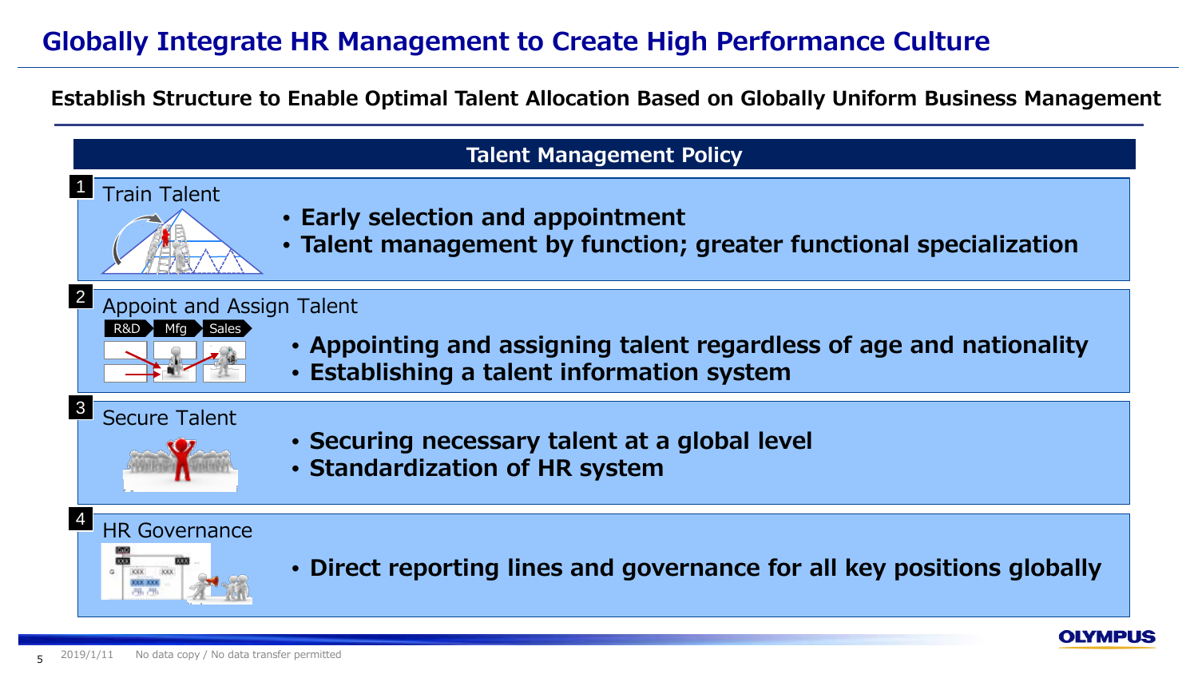# Globally Integrate HR Management to Create High Performance Culture

**Establish Structure to Enable Optimal Talent Allocation Based on Globally Uniform Business Management**

## Talent Management Policy

### 1 Train Talent

- **Early selection and appointment**
- **Talent management by function; greater functional specialization**

### 2 Appoint and Assign Talent

R&D → Mfg → Sales

- **Appointing and assigning talent regardless of age and nationality**
- **Establishing a talent information system**

### 3 Secure Talent

- **Securing necessary talent at a global level**
- **Standardization of HR system**

### 4 HR Governance

- **Direct reporting lines and governance for all key positions globally**

2019/1/11 No data copy / No data transfer permitted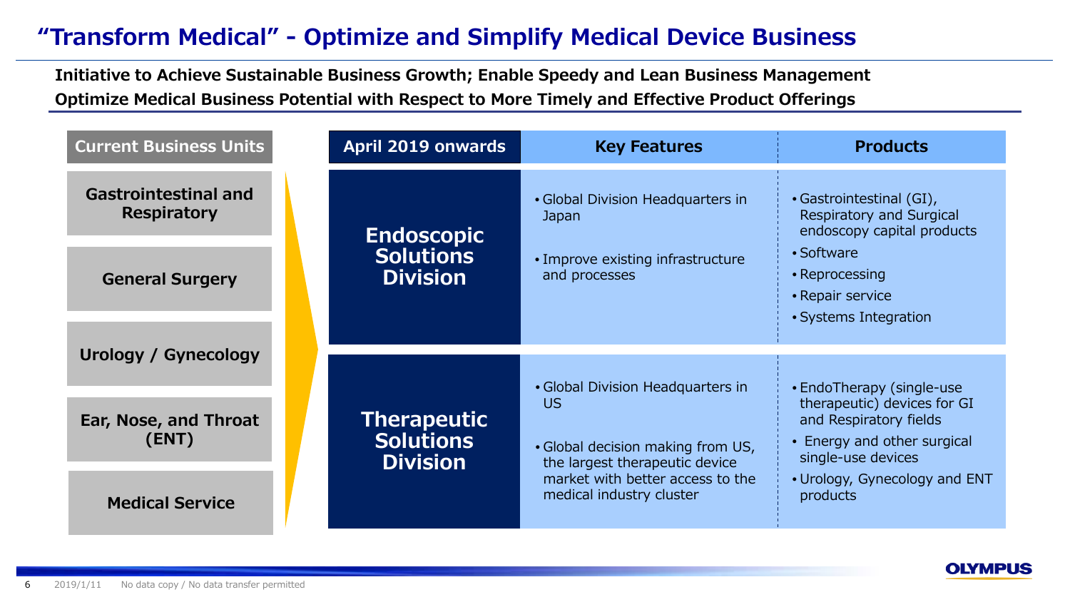# "Transform Medical" - Optimize and Simplify Medical Device Business

**Initiative to Achieve Sustainable Business Growth; Enable Speedy and Lean Business Management**
**Optimize Medical Business Potential with Respect to More Timely and Effective Product Offerings**

| Current Business Units |
|---|
| Gastrointestinal and Respiratory |
| General Surgery |
| Urology / Gynecology |
| Ear, Nose, and Throat (ENT) |
| Medical Service |

| April 2019 onwards | Key Features | Products |
|---|---|---|
| **Endoscopic Solutions Division** | • Global Division Headquarters in Japan<br>• Improve existing infrastructure and processes | • Gastrointestinal (GI), Respiratory and Surgical endoscopy capital products<br>• Software<br>• Reprocessing<br>• Repair service<br>• Systems Integration |
| **Therapeutic Solutions Division** | • Global Division Headquarters in US<br>• Global decision making from US, the largest therapeutic device market with better access to the medical industry cluster | • EndoTherapy (single-use therapeutic) devices for GI and Respiratory fields<br>• Energy and other surgical single-use devices<br>• Urology, Gynecology and ENT products |

2019/1/11 No data copy / No data transfer permitted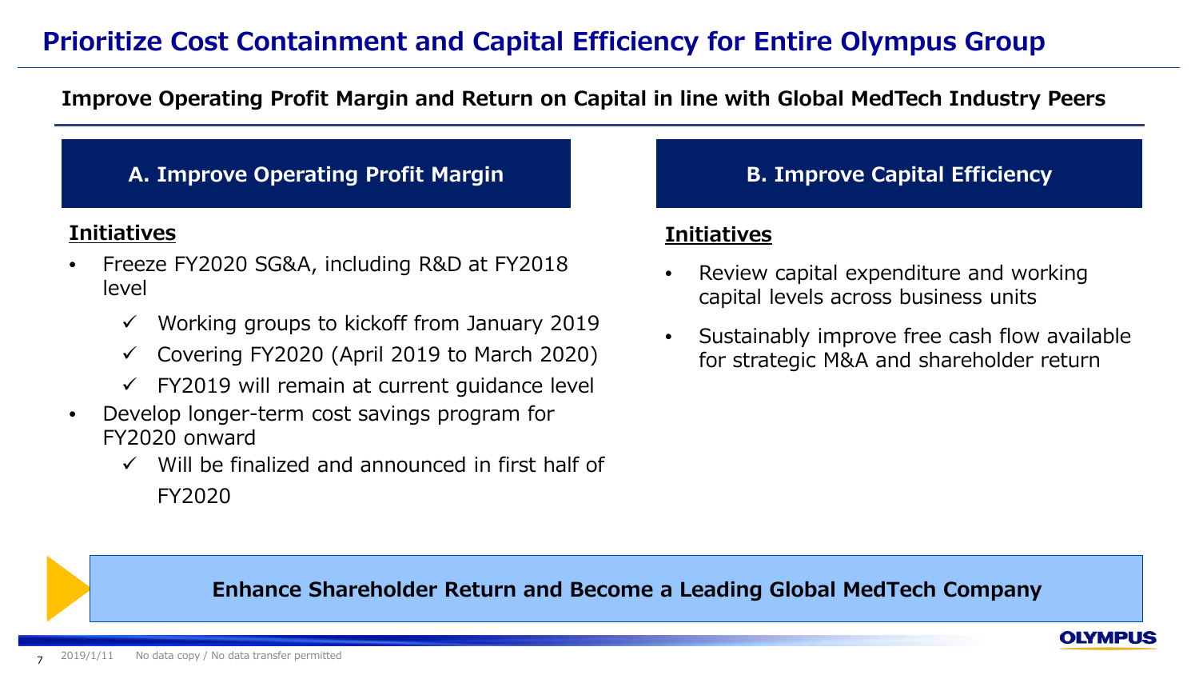# Prioritize Cost Containment and Capital Efficiency for Entire Olympus Group

**Improve Operating Profit Margin and Return on Capital in line with Global MedTech Industry Peers**

## A. Improve Operating Profit Margin

**Initiatives**

- Freeze FY2020 SG&A, including R&D at FY2018 level
  - ✓ Working groups to kickoff from January 2019
  - ✓ Covering FY2020 (April 2019 to March 2020)
  - ✓ FY2019 will remain at current guidance level
- Develop longer-term cost savings program for FY2020 onward
  - ✓ Will be finalized and announced in first half of FY2020

## B. Improve Capital Efficiency

**Initiatives**

- Review capital expenditure and working capital levels across business units
- Sustainably improve free cash flow available for strategic M&A and shareholder return

**Enhance Shareholder Return and Become a Leading Global MedTech Company**

2019/1/11 No data copy / No data transfer permitted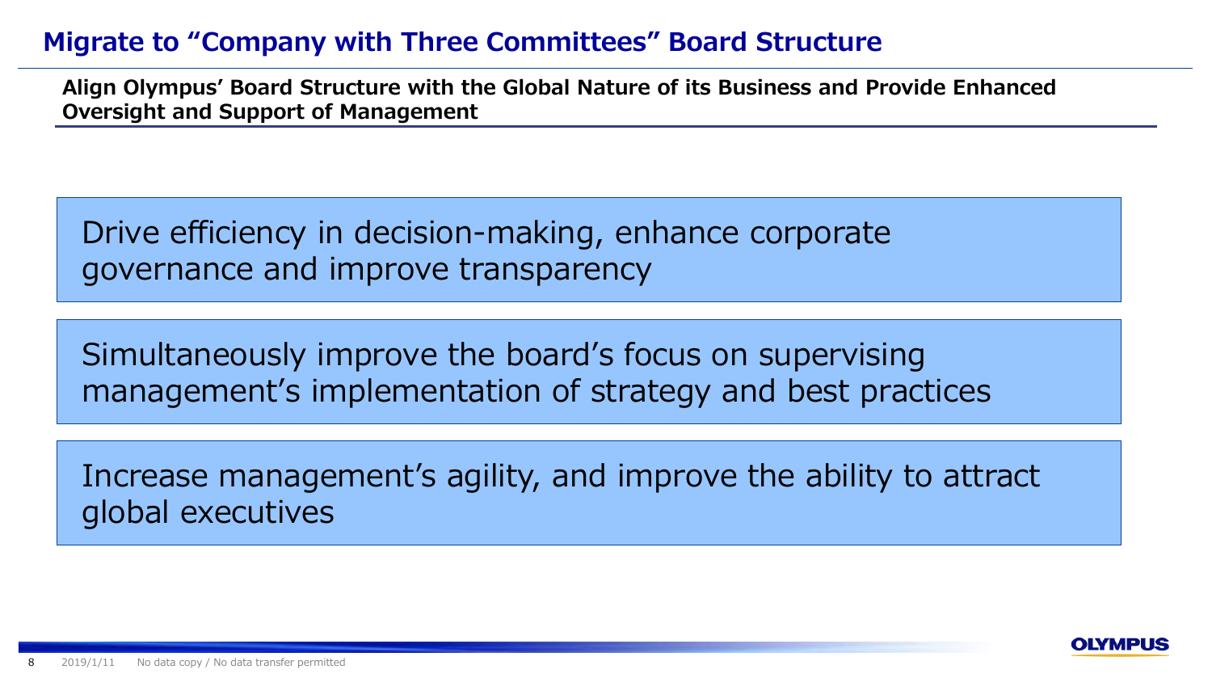# Migrate to "Company with Three Committees" Board Structure

**Align Olympus' Board Structure with the Global Nature of its Business and Provide Enhanced Oversight and Support of Management**

Drive efficiency in decision-making, enhance corporate governance and improve transparency

Simultaneously improve the board's focus on supervising management's implementation of strategy and best practices

Increase management's agility, and improve the ability to attract global executives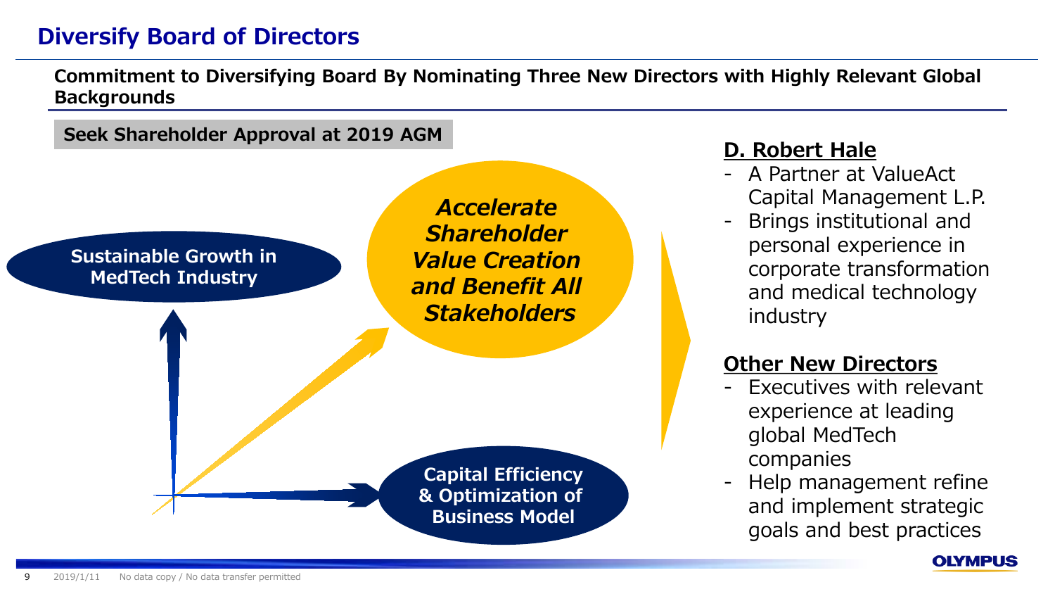# Diversify Board of Directors

**Commitment to Diversifying Board By Nominating Three New Directors with Highly Relevant Global Backgrounds**

**Seek Shareholder Approval at 2019 AGM**

**Sustainable Growth in MedTech Industry**

***Accelerate Shareholder Value Creation and Benefit All Stakeholders***

**Capital Efficiency & Optimization of Business Model**

## D. Robert Hale

- A Partner at ValueAct Capital Management L.P.
- Brings institutional and personal experience in corporate transformation and medical technology industry

## Other New Directors

- Executives with relevant experience at leading global MedTech companies
- Help management refine and implement strategic goals and best practices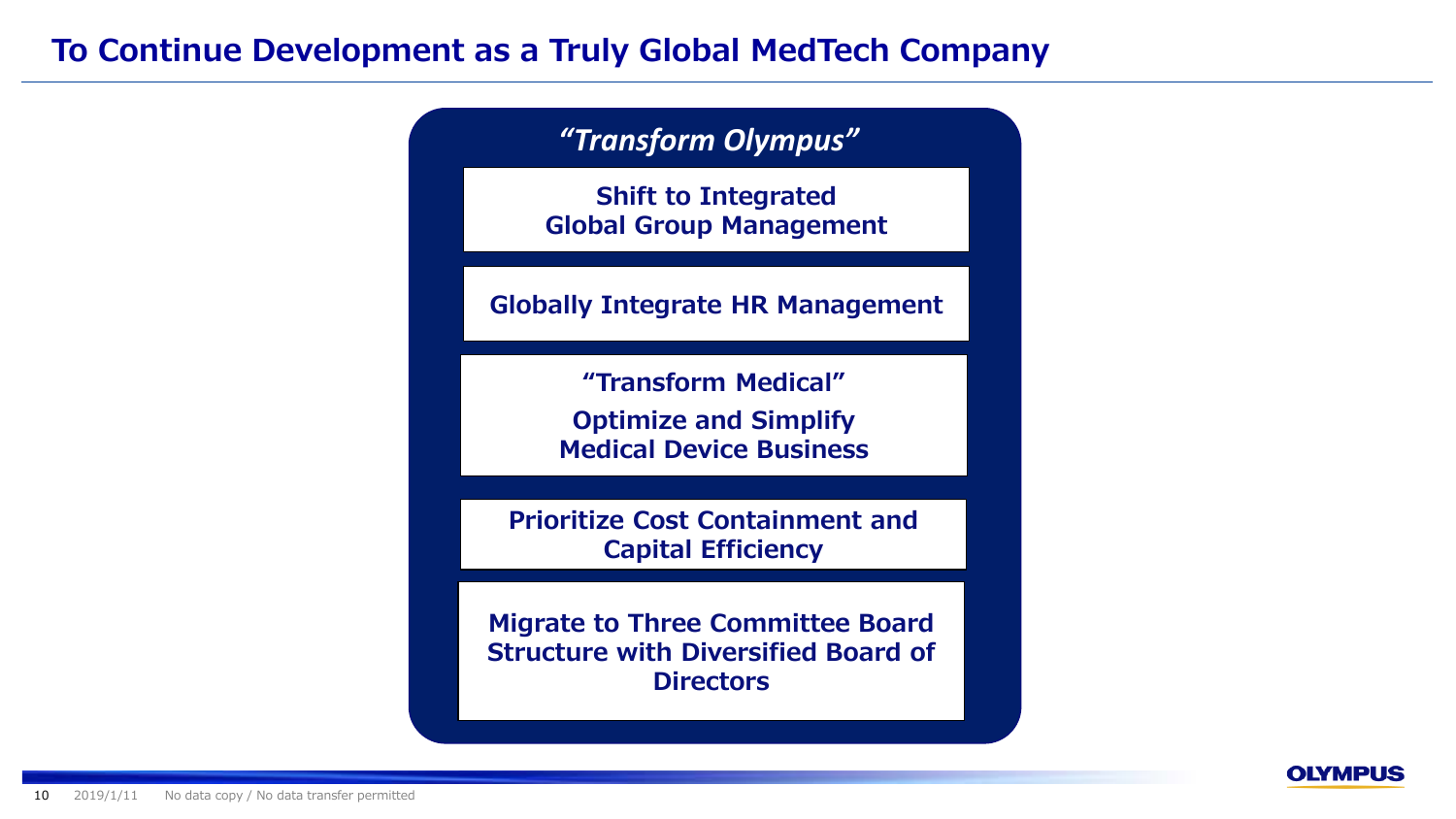# To Continue Development as a Truly Global MedTech Company

## *"Transform Olympus"*

**Shift to Integrated Global Group Management**

**Globally Integrate HR Management**

**"Transform Medical"**

**Optimize and Simplify Medical Device Business**

**Prioritize Cost Containment and Capital Efficiency**

**Migrate to Three Committee Board Structure with Diversified Board of Directors**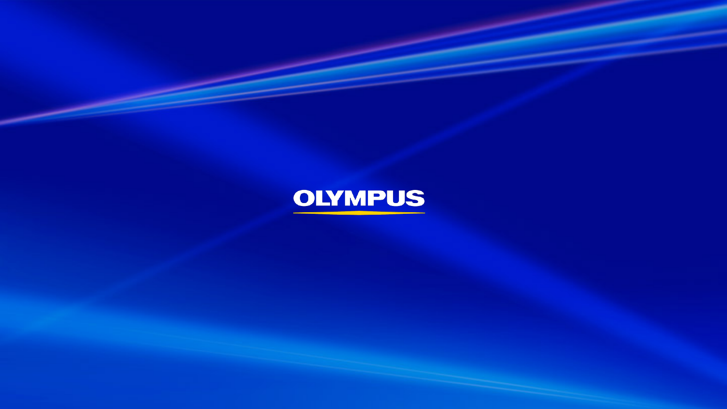OLYMPUS